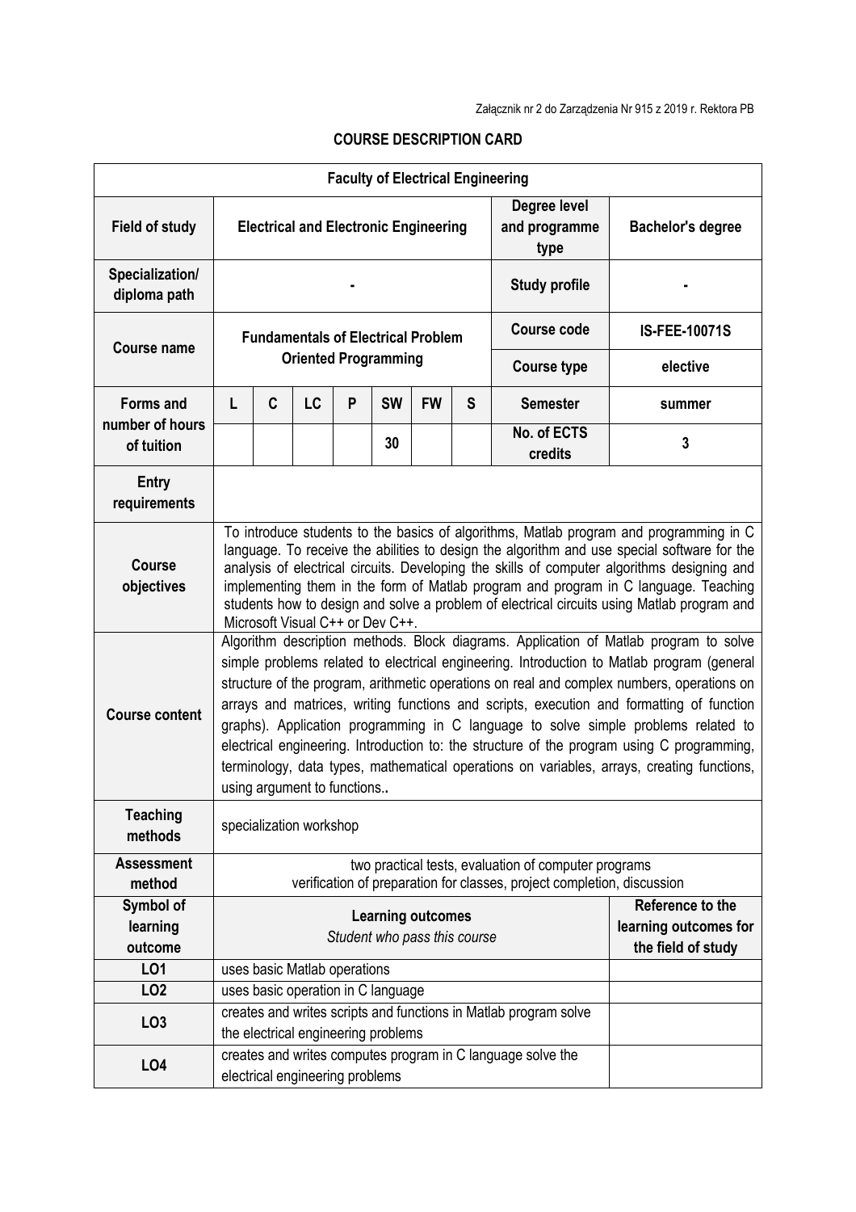Załącznik nr 2 do Zarządzenia Nr 915 z 2019 r. Rektora PB

# COURSE DESCRIPTION CARD

| Faculty of Electrical Engineering | | | | | | | | | |
|---|---|---|---|---|---|---|---|---|---|
| **Field of study** | **Electrical and Electronic Engineering** | | | | | | | **Degree level and programme type** | **Bachelor's degree** |
| **Specialization/ diploma path** | - | | | | | | | **Study profile** | - |
| **Course name** | **Fundamentals of Electrical Problem Oriented Programming** | | | | | | | **Course code** | **IS-FEE-10071S** |
| | | | | | | | | **Course type** | **elective** |
| **Forms and number of hours of tuition** | **L** | **C** | **LC** | **P** | **SW** | **FW** | **S** | **Semester** | **summer** |
| | | | | | 30 | | | **No. of ECTS credits** | **3** |
| **Entry requirements** | | | | | | | | | |
| **Course objectives** | To introduce students to the basics of algorithms, Matlab program and programming in C language. To receive the abilities to design the algorithm and use special software for the analysis of electrical circuits. Developing the skills of computer algorithms designing and implementing them in the form of Matlab program and program in C language. Teaching students how to design and solve a problem of electrical circuits using Matlab program and Microsoft Visual C++ or Dev C++. | | | | | | | | |
| **Course content** | Algorithm description methods. Block diagrams. Application of Matlab program to solve simple problems related to electrical engineering. Introduction to Matlab program (general structure of the program, arithmetic operations on real and complex numbers, operations on arrays and matrices, writing functions and scripts, execution and formatting of function graphs). Application programming in C language to solve simple problems related to electrical engineering. Introduction to: the structure of the program using C programming, terminology, data types, mathematical operations on variables, arrays, creating functions, using argument to functions.. | | | | | | | | |
| **Teaching methods** | specialization workshop | | | | | | | | |
| **Assessment method** | two practical tests, evaluation of computer programs<br>verification of preparation for classes, project completion, discussion | | | | | | | | |
| **Symbol of learning outcome** | **Learning outcomes**<br>*Student who pass this course* | | | | | | | | **Reference to the learning outcomes for the field of study** |
| **LO1** | uses basic Matlab operations | | | | | | | | |
| **LO2** | uses basic operation in C language | | | | | | | | |
| **LO3** | creates and writes scripts and functions in Matlab program solve the electrical engineering problems | | | | | | | | |
| **LO4** | creates and writes computes program in C language solve the electrical engineering problems | | | | | | | | |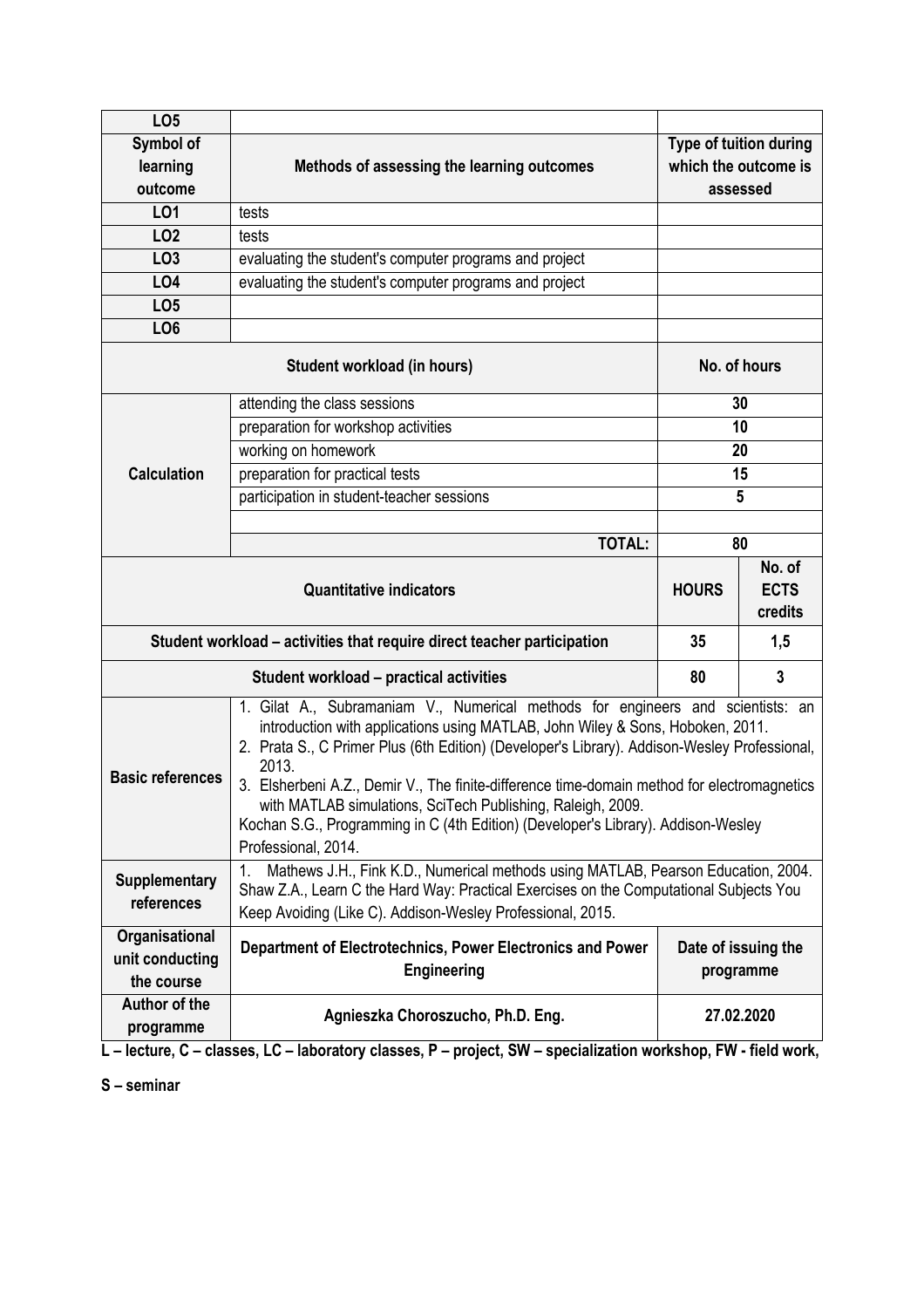| | | |
|---|---|---|
| LO5 | | |
| **Symbol of learning outcome** | **Methods of assessing the learning outcomes** | **Type of tuition during which the outcome is assessed** |
| LO1 | tests | |
| LO2 | tests | |
| LO3 | evaluating the student's computer programs and project | |
| LO4 | evaluating the student's computer programs and project | |
| LO5 | | |
| LO6 | | |

| **Student workload (in hours)** | | **No. of hours** | |
|---|---|---|---|
| **Calculation** | attending the class sessions | 30 | |
| | preparation for workshop activities | 10 | |
| | working on homework | 20 | |
| | preparation for practical tests | 15 | |
| | participation in student-teacher sessions | 5 | |
| | | | |
| | **TOTAL:** | 80 | |
| **Quantitative indicators** | | **HOURS** | **No. of ECTS credits** |
| **Student workload – activities that require direct teacher participation** | | 35 | 1,5 |
| **Student workload – practical activities** | | 80 | 3 |

| | | |
|---|---|---|
| **Basic references** | 1. Gilat A., Subramaniam V., Numerical methods for engineers and scientists: an introduction with applications using MATLAB, John Wiley & Sons, Hoboken, 2011.<br>2. Prata S., C Primer Plus (6th Edition) (Developer's Library). Addison-Wesley Professional, 2013.<br>3. Elsherbeni A.Z., Demir V., The finite-difference time-domain method for electromagnetics with MATLAB simulations, SciTech Publishing, Raleigh, 2009.<br>Kochan S.G., Programming in C (4th Edition) (Developer's Library). Addison-Wesley Professional, 2014. | |
| **Supplementary references** | 1. Mathews J.H., Fink K.D., Numerical methods using MATLAB, Pearson Education, 2004.<br>Shaw Z.A., Learn C the Hard Way: Practical Exercises on the Computational Subjects You Keep Avoiding (Like C). Addison-Wesley Professional, 2015. | |
| **Organisational unit conducting the course** | **Department of Electrotechnics, Power Electronics and Power Engineering** | **Date of issuing the programme** |
| **Author of the programme** | **Agnieszka Choroszucho, Ph.D. Eng.** | **27.02.2020** |

**L – lecture, C – classes, LC – laboratory classes, P – project, SW – specialization workshop, FW - field work, S – seminar**